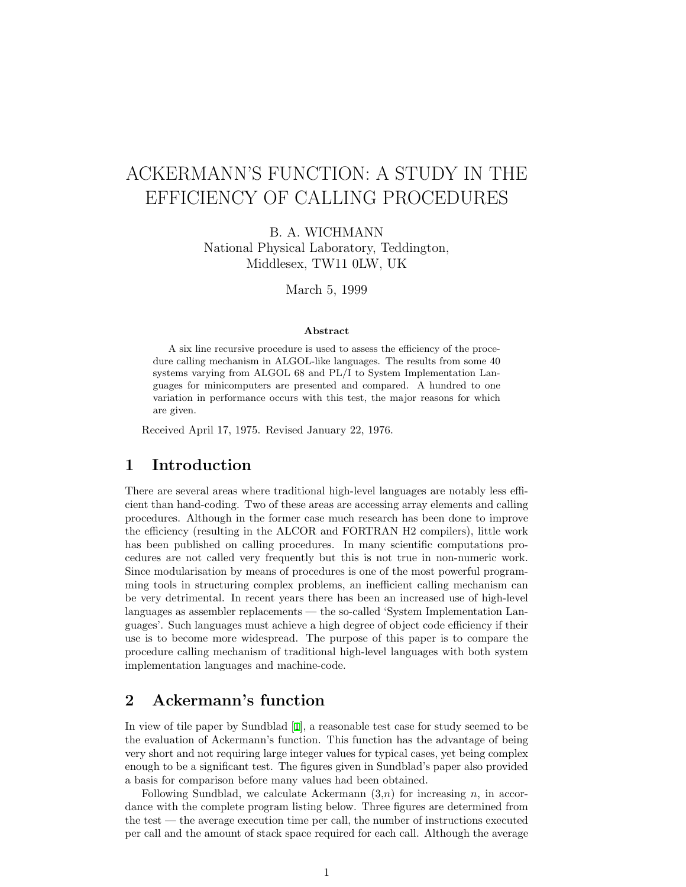# ACKERMANN'S FUNCTION: A STUDY IN THE EFFICIENCY OF CALLING PROCEDURES

B. A. WICHMANN
National Physical Laboratory, Teddington, Middlesex, TW11 0LW, UK

March 5, 1999

**Abstract**

A six line recursive procedure is used to assess the efficiency of the procedure calling mechanism in ALGOL-like languages. The results from some 40 systems varying from ALGOL 68 and PL/I to System Implementation Languages for minicomputers are presented and compared. A hundred to one variation in performance occurs with this test, the major reasons for which are given.

Received April 17, 1975. Revised January 22, 1976.

## 1 Introduction

There are several areas where traditional high-level languages are notably less efficient than hand-coding. Two of these areas are accessing array elements and calling procedures. Although in the former case much research has been done to improve the efficiency (resulting in the ALCOR and FORTRAN H2 compilers), little work has been published on calling procedures. In many scientific computations procedures are not called very frequently but this is not true in non-numeric work. Since modularisation by means of procedures is one of the most powerful programming tools in structuring complex problems, an inefficient calling mechanism can be very detrimental. In recent years there has been an increased use of high-level languages as assembler replacements — the so-called 'System Implementation Languages'. Such languages must achieve a high degree of object code efficiency if their use is to become more widespread. The purpose of this paper is to compare the procedure calling mechanism of traditional high-level languages with both system implementation languages and machine-code.

## 2 Ackermann's function

In view of tile paper by Sundblad [1], a reasonable test case for study seemed to be the evaluation of Ackermann's function. This function has the advantage of being very short and not requiring large integer values for typical cases, yet being complex enough to be a significant test. The figures given in Sundblad's paper also provided a basis for comparison before many values had been obtained.

Following Sundblad, we calculate Ackermann $(3,n)$ for increasing $n$, in accordance with the complete program listing below. Three figures are determined from the test — the average execution time per call, the number of instructions executed per call and the amount of stack space required for each call. Although the average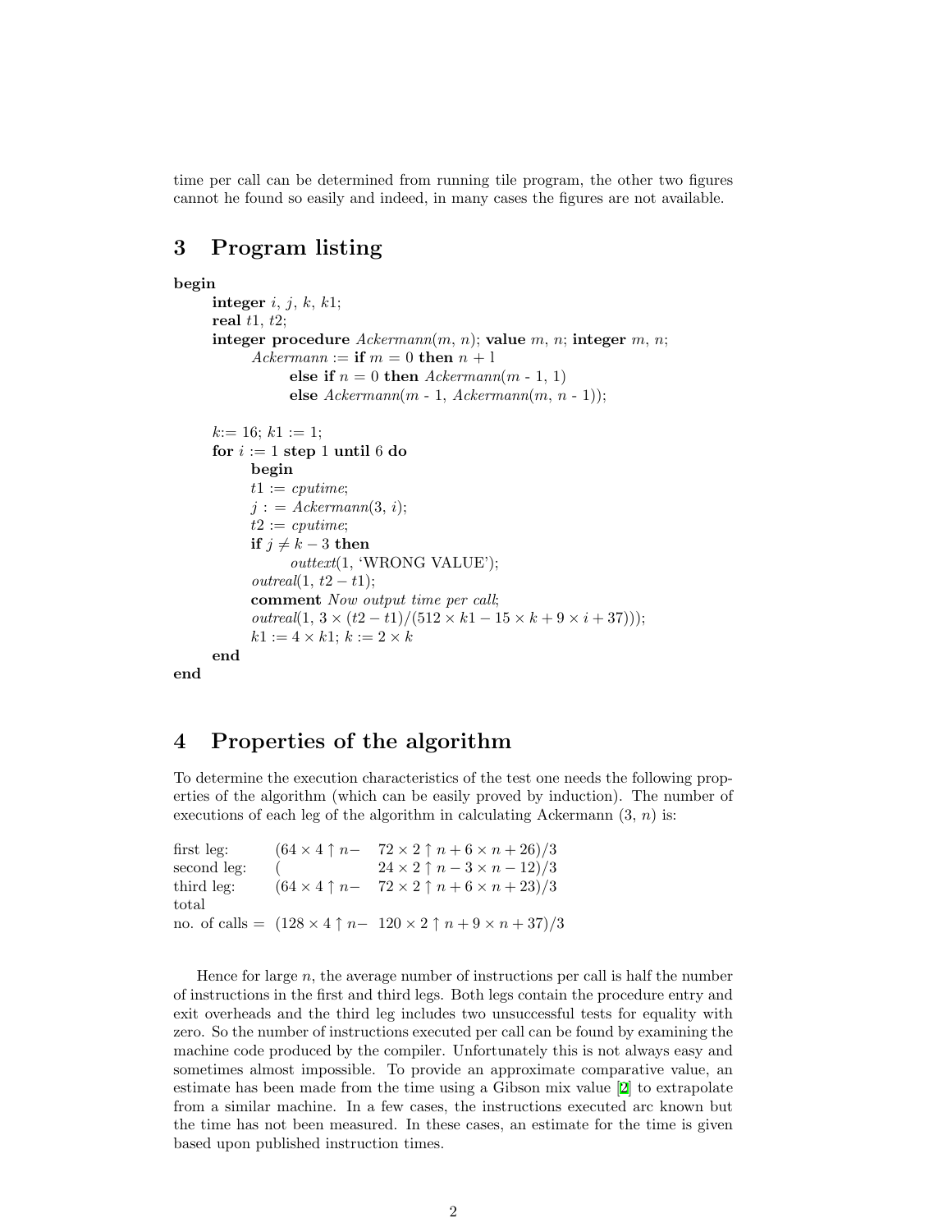time per call can be determined from running tile program, the other two figures cannot he found so easily and indeed, in many cases the figures are not available.

## 3 Program listing

```
begin
    integer i, j, k, k1;
    real t1, t2;
    integer procedure Ackermann(m, n); value m, n; integer m, n;
        Ackermann := if m = 0 then n + l
            else if n = 0 then Ackermann(m - 1, 1)
            else Ackermann(m - 1, Ackermann(m, n - 1));

    k:= 16; k1 := 1;
    for i := 1 step 1 until 6 do
        begin
        t1 := cputime;
        j : = Ackermann(3, i);
        t2 := cputime;
        if j ≠ k − 3 then
            outtext(1, 'WRONG VALUE');
        outreal(1, t2 − t1);
        comment Now output time per call;
        outreal(1, 3 × (t2 − t1)/(512 × k1 − 15 × k + 9 × i + 37)));
        k1 := 4 × k1; k := 2 × k
    end
end
```

## 4 Properties of the algorithm

To determine the execution characteristics of the test one needs the following properties of the algorithm (which can be easily proved by induction). The number of executions of each leg of the algorithm in calculating Ackermann (3, $n$) is:

| | |
|---|---|
| first leg: | $(64 \times 4 \uparrow n - 72 \times 2 \uparrow n + 6 \times n + 26)/3$ |
| second leg: | $(24 \times 2 \uparrow n - 3 \times n - 12)/3$ |
| third leg: | $(64 \times 4 \uparrow n - 72 \times 2 \uparrow n + 6 \times n + 23)/3$ |
| total | |
| no. of calls = | $(128 \times 4 \uparrow n - 120 \times 2 \uparrow n + 9 \times n + 37)/3$ |

Hence for large $n$, the average number of instructions per call is half the number of instructions in the first and third legs. Both legs contain the procedure entry and exit overheads and the third leg includes two unsuccessful tests for equality with zero. So the number of instructions executed per call can be found by examining the machine code produced by the compiler. Unfortunately this is not always easy and sometimes almost impossible. To provide an approximate comparative value, an estimate has been made from the time using a Gibson mix value [2] to extrapolate from a similar machine. In a few cases, the instructions executed arc known but the time has not been measured. In these cases, an estimate for the time is given based upon published instruction times.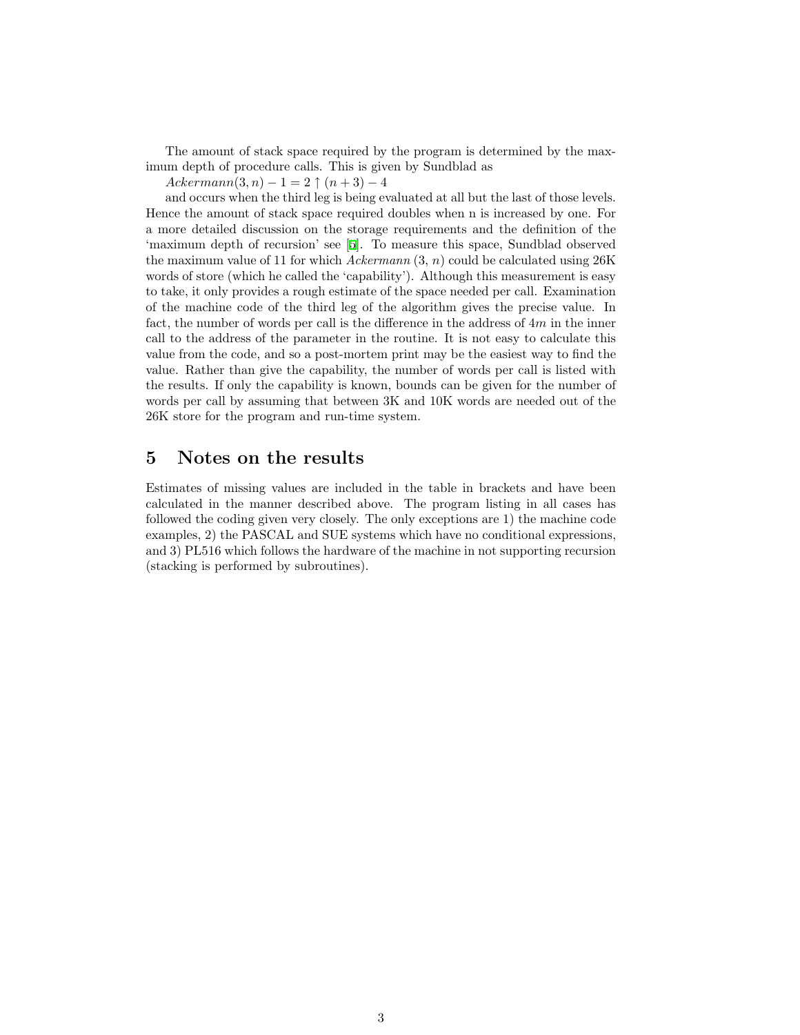The amount of stack space required by the program is determined by the maximum depth of procedure calls. This is given by Sundblad as

$Ackermann(3, n) - 1 = 2 \uparrow (n + 3) - 4$

and occurs when the third leg is being evaluated at all but the last of those levels. Hence the amount of stack space required doubles when n is increased by one. For a more detailed discussion on the storage requirements and the definition of the 'maximum depth of recursion' see [5]. To measure this space, Sundblad observed the maximum value of 11 for which *Ackermann* $(3, n)$ could be calculated using 26K words of store (which he called the 'capability'). Although this measurement is easy to take, it only provides a rough estimate of the space needed per call. Examination of the machine code of the third leg of the algorithm gives the precise value. In fact, the number of words per call is the difference in the address of $4m$ in the inner call to the address of the parameter in the routine. It is not easy to calculate this value from the code, and so a post-mortem print may be the easiest way to find the value. Rather than give the capability, the number of words per call is listed with the results. If only the capability is known, bounds can be given for the number of words per call by assuming that between 3K and 10K words are needed out of the 26K store for the program and run-time system.

## 5 Notes on the results

Estimates of missing values are included in the table in brackets and have been calculated in the manner described above. The program listing in all cases has followed the coding given very closely. The only exceptions are 1) the machine code examples, 2) the PASCAL and SUE systems which have no conditional expressions, and 3) PL516 which follows the hardware of the machine in not supporting recursion (stacking is performed by subroutines).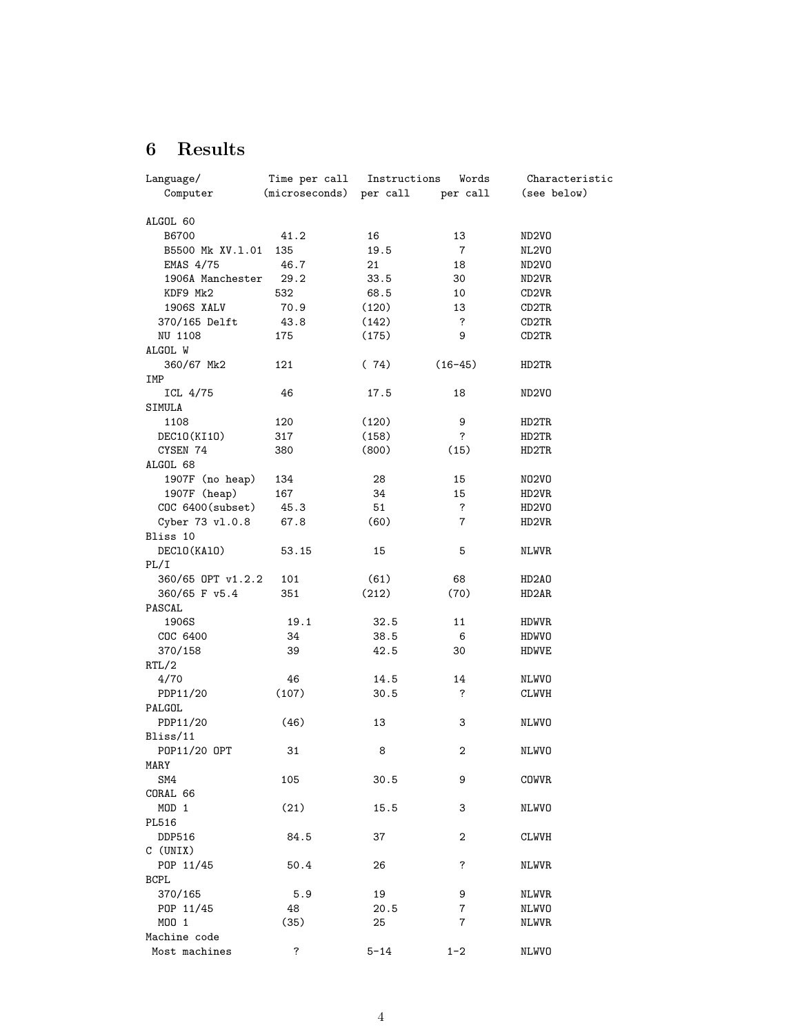# 6 Results

| Language/ Computer | Time per call (microseconds) | Instructions per call | Words per call | Characteristic (see below) |
|---|---|---|---|---|
| ALGOL 60 | | | | |
| B6700 | 41.2 | 16 | 13 | ND2VO |
| B5500 Mk XV.1.01 | 135 | 19.5 | 7 | NL2VO |
| EMAS 4/75 | 46.7 | 21 | 18 | ND2VO |
| 1906A Manchester | 29.2 | 33.5 | 30 | ND2VR |
| KDF9 Mk2 | 532 | 68.5 | 10 | CD2VR |
| 1906S XALV | 70.9 | (120) | 13 | CD2TR |
| 370/165 Delft | 43.8 | (142) | ? | CD2TR |
| NU 1108 | 175 | (175) | 9 | CD2TR |
| ALGOL W | | | | |
| 360/67 Mk2 | 121 | ( 74) | (16-45) | HD2TR |
| IMP | | | | |
| ICL 4/75 | 46 | 17.5 | 18 | ND2VO |
| SIMULA | | | | |
| 1108 | 120 | (120) | 9 | HD2TR |
| DEC10(KI10) | 317 | (158) | ? | HD2TR |
| CYSEN 74 | 380 | (800) | (15) | HD2TR |
| ALGOL 68 | | | | |
| 1907F (no heap) | 134 | 28 | 15 | NO2VO |
| 1907F (heap) | 167 | 34 | 15 | HD2VR |
| CDC 6400(subset) | 45.3 | 51 | ? | HD2VO |
| Cyber 73 v1.0.8 | 67.8 | (60) | 7 | HD2VR |
| Bliss 10 | | | | |
| DEC10(KA10) | 53.15 | 15 | 5 | NLWVR |
| PL/I | | | | |
| 360/65 OPT v1.2.2 | 101 | (61) | 68 | HD2AO |
| 360/65 F v5.4 | 351 | (212) | (70) | HD2AR |
| PASCAL | | | | |
| 1906S | 19.1 | 32.5 | 11 | HDWVR |
| CDC 6400 | 34 | 38.5 | 6 | HDWVO |
| 370/158 | 39 | 42.5 | 30 | HDWVE |
| RTL/2 | | | | |
| 4/70 | 46 | 14.5 | 14 | NLWVO |
| PDP11/20 | (107) | 30.5 | ? | CLWVH |
| PALGOL | | | | |
| PDP11/20 | (46) | 13 | 3 | NLWVO |
| Bliss/11 | | | | |
| POP11/20 OPT | 31 | 8 | 2 | NLWVO |
| MARY | | | | |
| SM4 | 105 | 30.5 | 9 | COWVR |
| CORAL 66 | | | | |
| MOD 1 | (21) | 15.5 | 3 | NLWVO |
| PL516 | | | | |
| DDP516 | 84.5 | 37 | 2 | CLWVH |
| C (UNIX) | | | | |
| POP 11/45 | 50.4 | 26 | ? | NLWVR |
| BCPL | | | | |
| 370/165 | 5.9 | 19 | 9 | NLWVR |
| POP 11/45 | 48 | 20.5 | 7 | NLWVO |
| MOD 1 | (35) | 25 | 7 | NLWVR |
| Machine code | | | | |
| Most machines | ? | 5-14 | 1-2 | NLWVO |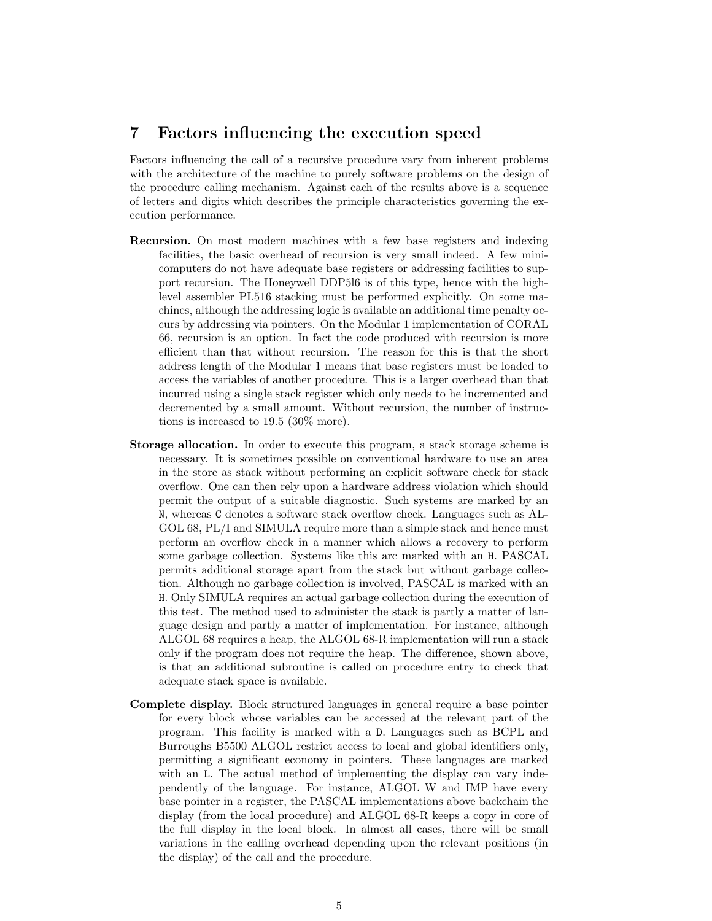## 7 Factors influencing the execution speed

Factors influencing the call of a recursive procedure vary from inherent problems with the architecture of the machine to purely software problems on the design of the procedure calling mechanism. Against each of the results above is a sequence of letters and digits which describes the principle characteristics governing the execution performance.

**Recursion.** On most modern machines with a few base registers and indexing facilities, the basic overhead of recursion is very small indeed. A few minicomputers do not have adequate base registers or addressing facilities to support recursion. The Honeywell DDP5l6 is of this type, hence with the high-level assembler PL516 stacking must be performed explicitly. On some machines, although the addressing logic is available an additional time penalty occurs by addressing via pointers. On the Modular 1 implementation of CORAL 66, recursion is an option. In fact the code produced with recursion is more efficient than that without recursion. The reason for this is that the short address length of the Modular 1 means that base registers must be loaded to access the variables of another procedure. This is a larger overhead than that incurred using a single stack register which only needs to he incremented and decremented by a small amount. Without recursion, the number of instructions is increased to 19.5 (30% more).

**Storage allocation.** In order to execute this program, a stack storage scheme is necessary. It is sometimes possible on conventional hardware to use an area in the store as stack without performing an explicit software check for stack overflow. One can then rely upon a hardware address violation which should permit the output of a suitable diagnostic. Such systems are marked by an `N`, whereas `C` denotes a software stack overflow check. Languages such as ALGOL 68, PL/I and SIMULA require more than a simple stack and hence must perform an overflow check in a manner which allows a recovery to perform some garbage collection. Systems like this arc marked with an `H`. PASCAL permits additional storage apart from the stack but without garbage collection. Although no garbage collection is involved, PASCAL is marked with an `H`. Only SIMULA requires an actual garbage collection during the execution of this test. The method used to administer the stack is partly a matter of language design and partly a matter of implementation. For instance, although ALGOL 68 requires a heap, the ALGOL 68-R implementation will run a stack only if the program does not require the heap. The difference, shown above, is that an additional subroutine is called on procedure entry to check that adequate stack space is available.

**Complete display.** Block structured languages in general require a base pointer for every block whose variables can be accessed at the relevant part of the program. This facility is marked with a `D`. Languages such as BCPL and Burroughs B5500 ALGOL restrict access to local and global identifiers only, permitting a significant economy in pointers. These languages are marked with an `L`. The actual method of implementing the display can vary independently of the language. For instance, ALGOL W and IMP have every base pointer in a register, the PASCAL implementations above backchain the display (from the local procedure) and ALGOL 68-R keeps a copy in core of the full display in the local block. In almost all cases, there will be small variations in the calling overhead depending upon the relevant positions (in the display) of the call and the procedure.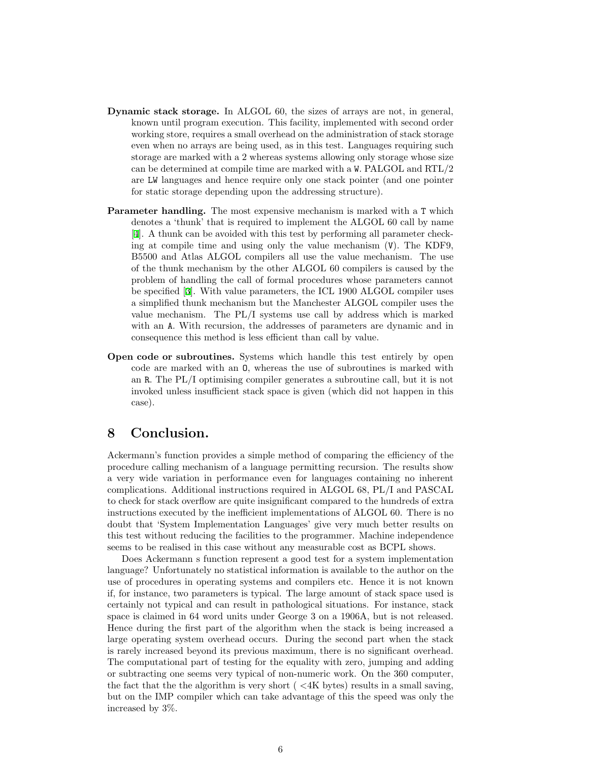**Dynamic stack storage.** In ALGOL 60, the sizes of arrays are not, in general, known until program execution. This facility, implemented with second order working store, requires a small overhead on the administration of stack storage even when no arrays are being used, as in this test. Languages requiring such storage are marked with a 2 whereas systems allowing only storage whose size can be determined at compile time are marked with a `W`. PALGOL and RTL/2 are `LW` languages and hence require only one stack pointer (and one pointer for static storage depending upon the addressing structure).

**Parameter handling.** The most expensive mechanism is marked with a `T` which denotes a 'thunk' that is required to implement the ALGOL 60 call by name [4]. A thunk can be avoided with this test by performing all parameter checking at compile time and using only the value mechanism (`V`). The KDF9, B5500 and Atlas ALGOL compilers all use the value mechanism. The use of the thunk mechanism by the other ALGOL 60 compilers is caused by the problem of handling the call of formal procedures whose parameters cannot be specified [3]. With value parameters, the ICL 1900 ALGOL compiler uses a simplified thunk mechanism but the Manchester ALGOL compiler uses the value mechanism. The PL/I systems use call by address which is marked with an `A`. With recursion, the addresses of parameters are dynamic and in consequence this method is less efficient than call by value.

**Open code or subroutines.** Systems which handle this test entirely by open code are marked with an `O`, whereas the use of subroutines is marked with an `R`. The PL/I optimising compiler generates a subroutine call, but it is not invoked unless insufficient stack space is given (which did not happen in this case).

# 8 Conclusion.

Ackermann's function provides a simple method of comparing the efficiency of the procedure calling mechanism of a language permitting recursion. The results show a very wide variation in performance even for languages containing no inherent complications. Additional instructions required in ALGOL 68, PL/I and PASCAL to check for stack overflow are quite insignificant compared to the hundreds of extra instructions executed by the inefficient implementations of ALGOL 60. There is no doubt that 'System Implementation Languages' give very much better results on this test without reducing the facilities to the programmer. Machine independence seems to be realised in this case without any measurable cost as BCPL shows.

Does Ackermann s function represent a good test for a system implementation language? Unfortunately no statistical information is available to the author on the use of procedures in operating systems and compilers etc. Hence it is not known if, for instance, two parameters is typical. The large amount of stack space used is certainly not typical and can result in pathological situations. For instance, stack space is claimed in 64 word units under George 3 on a 1906A, but is not released. Hence during the first part of the algorithm when the stack is being increased a large operating system overhead occurs. During the second part when the stack is rarely increased beyond its previous maximum, there is no significant overhead. The computational part of testing for the equality with zero, jumping and adding or subtracting one seems very typical of non-numeric work. On the 360 computer, the fact that the the algorithm is very short ( <4K bytes) results in a small saving, but on the IMP compiler which can take advantage of this the speed was only the increased by 3%.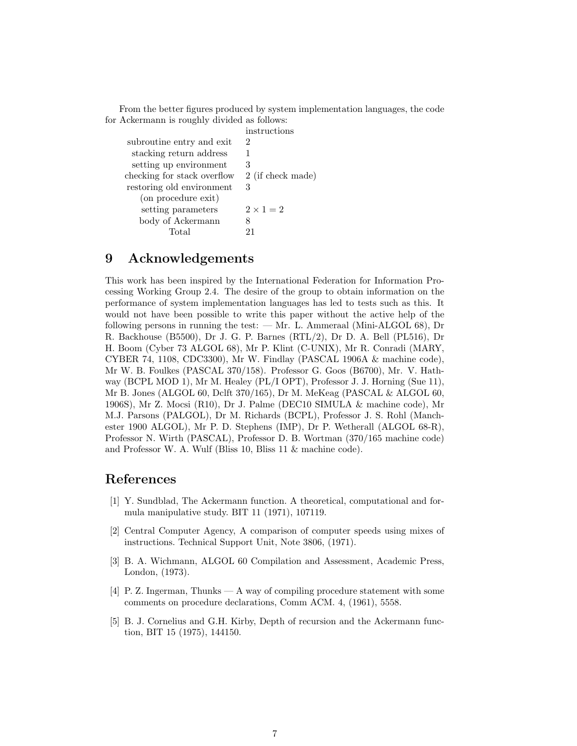From the better figures produced by system implementation languages, the code for Ackermann is roughly divided as follows:

| | instructions |
|---|---|
| subroutine entry and exit | 2 |
| stacking return address | 1 |
| setting up environment | 3 |
| checking for stack overflow | 2 (if check made) |
| restoring old environment (on procedure exit) | 3 |
| setting parameters | $2 \times 1 = 2$ |
| body of Ackermann | 8 |
| Total | 21 |

# 9 Acknowledgements

This work has been inspired by the International Federation for Information Processing Working Group 2.4. The desire of the group to obtain information on the performance of system implementation languages has led to tests such as this. It would not have been possible to write this paper without the active help of the following persons in running the test: — Mr. L. Ammeraal (Mini-ALGOL 68), Dr R. Backhouse (B5500), Dr J. G. P. Barnes (RTL/2), Dr D. A. Bell (PL516), Dr H. Boom (Cyber 73 ALGOL 68), Mr P. Klint (C-UNIX), Mr R. Conradi (MARY, CYBER 74, 1108, CDC3300), Mr W. Findlay (PASCAL 1906A & machine code), Mr W. B. Foulkes (PASCAL 370/158). Professor G. Goos (B6700), Mr. V. Hathway (BCPL MOD 1), Mr M. Healey (PL/I OPT), Professor J. J. Horning (Sue 11), Mr B. Jones (ALGOL 60, Dclft 370/165), Dr M. MeKeag (PASCAL & ALGOL 60, 1906S), Mr Z. Mocsi (R10), Dr J. Palme (DEC10 SIMULA & machine code), Mr M.J. Parsons (PALGOL), Dr M. Richards (BCPL), Professor J. S. Rohl (Manchester 1900 ALGOL), Mr P. D. Stephens (IMP), Dr P. Wetherall (ALGOL 68-R), Professor N. Wirth (PASCAL), Professor D. B. Wortman (370/165 machine code) and Professor W. A. Wulf (Bliss 10, Bliss 11 & machine code).

# References

[1] Y. Sundblad, The Ackermann function. A theoretical, computational and formula manipulative study. BIT 11 (1971), 107119.

[2] Central Computer Agency, A comparison of computer speeds using mixes of instructions. Technical Support Unit, Note 3806, (1971).

[3] B. A. Wichmann, ALGOL 60 Compilation and Assessment, Academic Press, London, (1973).

[4] P. Z. Ingerman, Thunks — A way of compiling procedure statement with some comments on procedure declarations, Comm ACM. 4, (1961), 5558.

[5] B. J. Cornelius and G.H. Kirby, Depth of recursion and the Ackermann function, BIT 15 (1975), 144150.